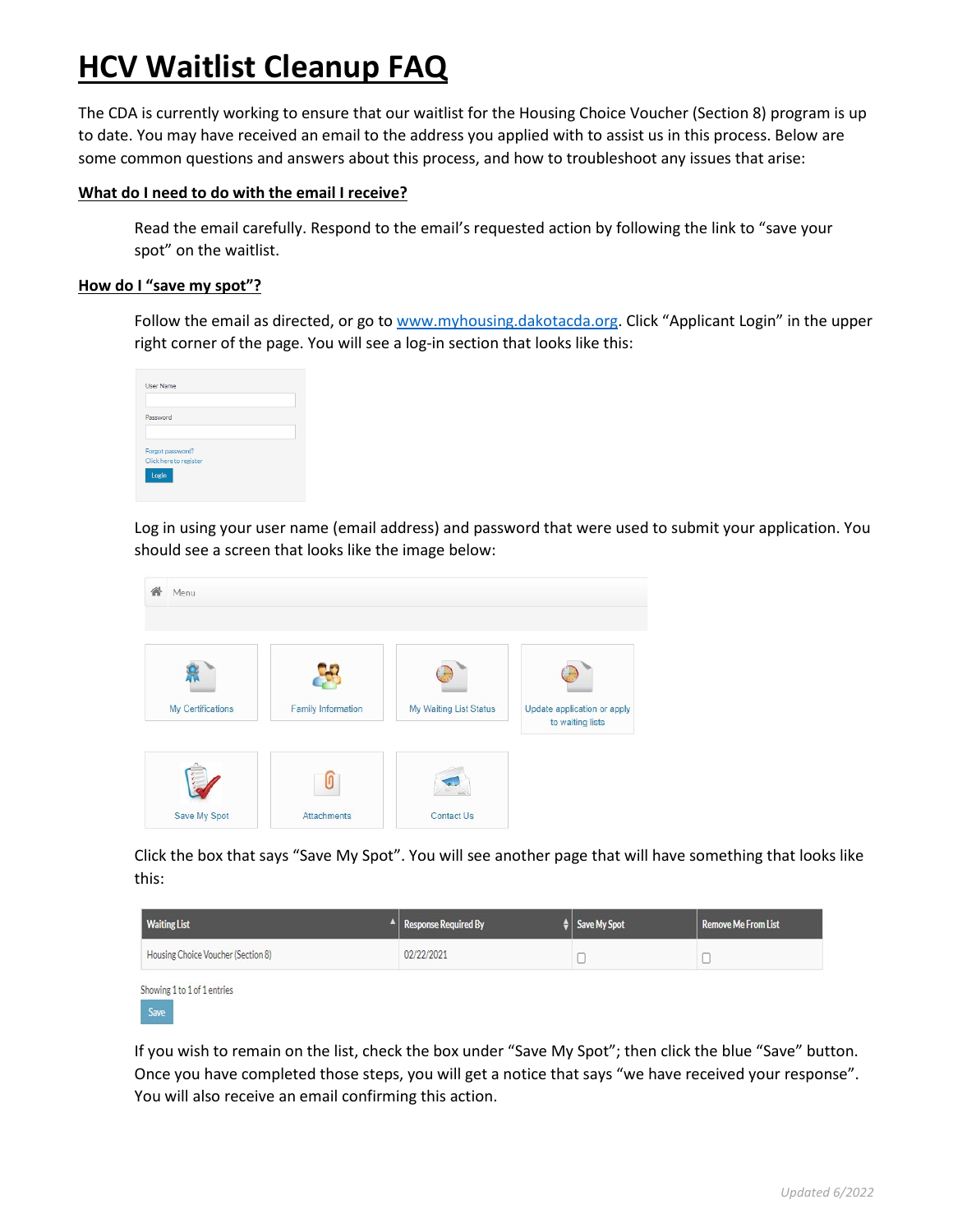# HCV Waitlist Cleanup FAQ

The CDA is currently working to ensure that our waitlist for the Housing Choice Voucher (Section 8) program is up to date. You may have received an email to the address you applied with to assist us in this process. Below are some common questions and answers about this process, and how to troubleshoot any issues that arise:

**What do I need to do with the email I receive?**

Read the email carefully. Respond to the email's requested action by following the link to "save your spot" on the waitlist.

**How do I "save my spot"?**

Follow the email as directed, or go to www.myhousing.dakotacda.org. Click "Applicant Login" in the upper right corner of the page. You will see a log-in section that looks like this:

Log in using your user name (email address) and password that were used to submit your application. You should see a screen that looks like the image below:

Click the box that says "Save My Spot". You will see another page that will have something that looks like this:

If you wish to remain on the list, check the box under "Save My Spot"; then click the blue "Save" button. Once you have completed those steps, you will get a notice that says "we have received your response". You will also receive an email confirming this action.

*Updated 6/2022*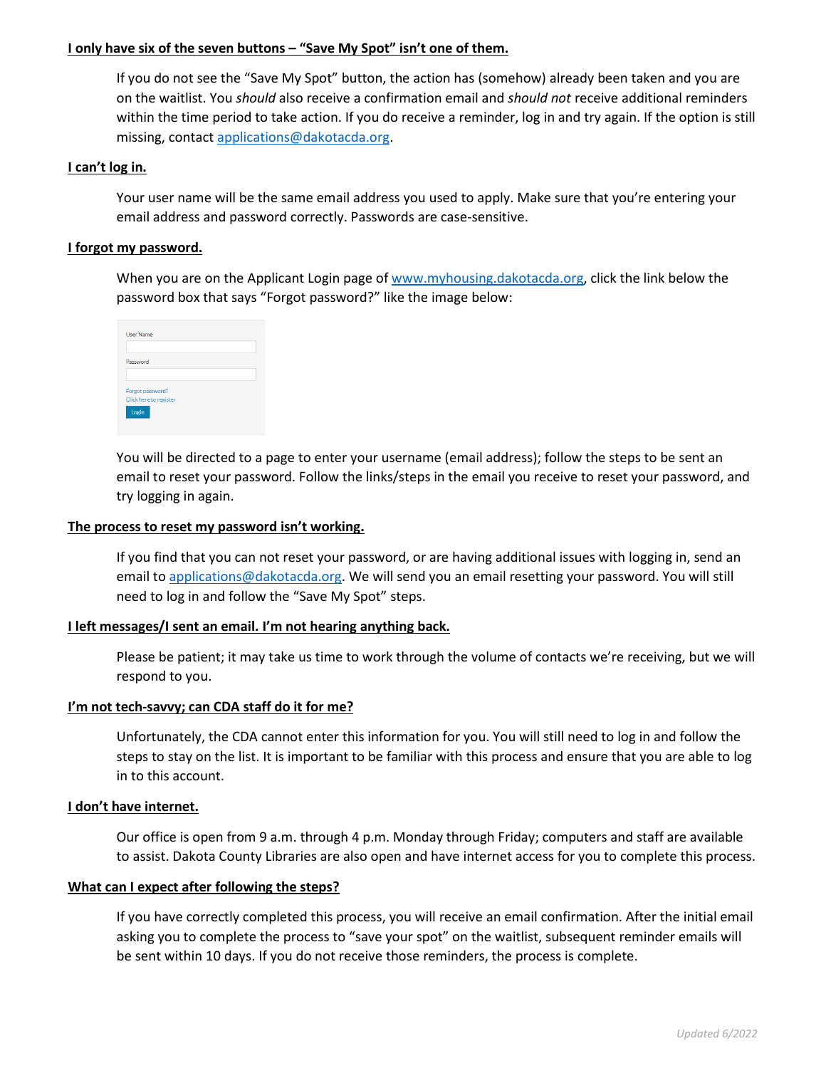**I only have six of the seven buttons – "Save My Spot" isn't one of them.**

If you do not see the "Save My Spot" button, the action has (somehow) already been taken and you are on the waitlist. You *should* also receive a confirmation email and *should not* receive additional reminders within the time period to take action. If you do receive a reminder, log in and try again. If the option is still missing, contact applications@dakotacda.org.

**I can't log in.**

Your user name will be the same email address you used to apply. Make sure that you're entering your email address and password correctly. Passwords are case-sensitive.

**I forgot my password.**

When you are on the Applicant Login page of www.myhousing.dakotacda.org, click the link below the password box that says "Forgot password?" like the image below:

User Name

Password

Forgot password?
Click here to register
Login

You will be directed to a page to enter your username (email address); follow the steps to be sent an email to reset your password. Follow the links/steps in the email you receive to reset your password, and try logging in again.

**The process to reset my password isn't working.**

If you find that you can not reset your password, or are having additional issues with logging in, send an email to applications@dakotacda.org. We will send you an email resetting your password. You will still need to log in and follow the "Save My Spot" steps.

**I left messages/I sent an email. I'm not hearing anything back.**

Please be patient; it may take us time to work through the volume of contacts we're receiving, but we will respond to you.

**I'm not tech-savvy; can CDA staff do it for me?**

Unfortunately, the CDA cannot enter this information for you. You will still need to log in and follow the steps to stay on the list. It is important to be familiar with this process and ensure that you are able to log in to this account.

**I don't have internet.**

Our office is open from 9 a.m. through 4 p.m. Monday through Friday; computers and staff are available to assist. Dakota County Libraries are also open and have internet access for you to complete this process.

**What can I expect after following the steps?**

If you have correctly completed this process, you will receive an email confirmation. After the initial email asking you to complete the process to "save your spot" on the waitlist, subsequent reminder emails will be sent within 10 days. If you do not receive those reminders, the process is complete.

*Updated 6/2022*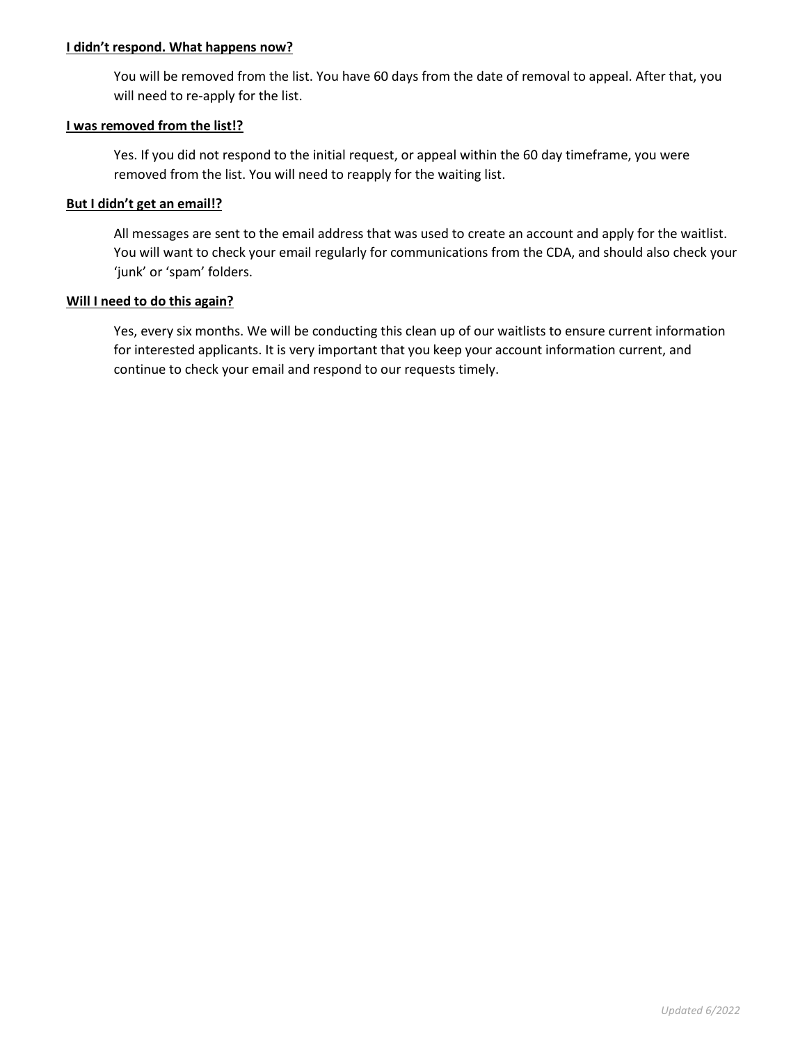**I didn't respond. What happens now?**

You will be removed from the list. You have 60 days from the date of removal to appeal. After that, you will need to re-apply for the list.

**I was removed from the list!?**

Yes. If you did not respond to the initial request, or appeal within the 60 day timeframe, you were removed from the list. You will need to reapply for the waiting list.

**But I didn't get an email!?**

All messages are sent to the email address that was used to create an account and apply for the waitlist. You will want to check your email regularly for communications from the CDA, and should also check your 'junk' or 'spam' folders.

**Will I need to do this again?**

Yes, every six months. We will be conducting this clean up of our waitlists to ensure current information for interested applicants. It is very important that you keep your account information current, and continue to check your email and respond to our requests timely.

*Updated 6/2022*